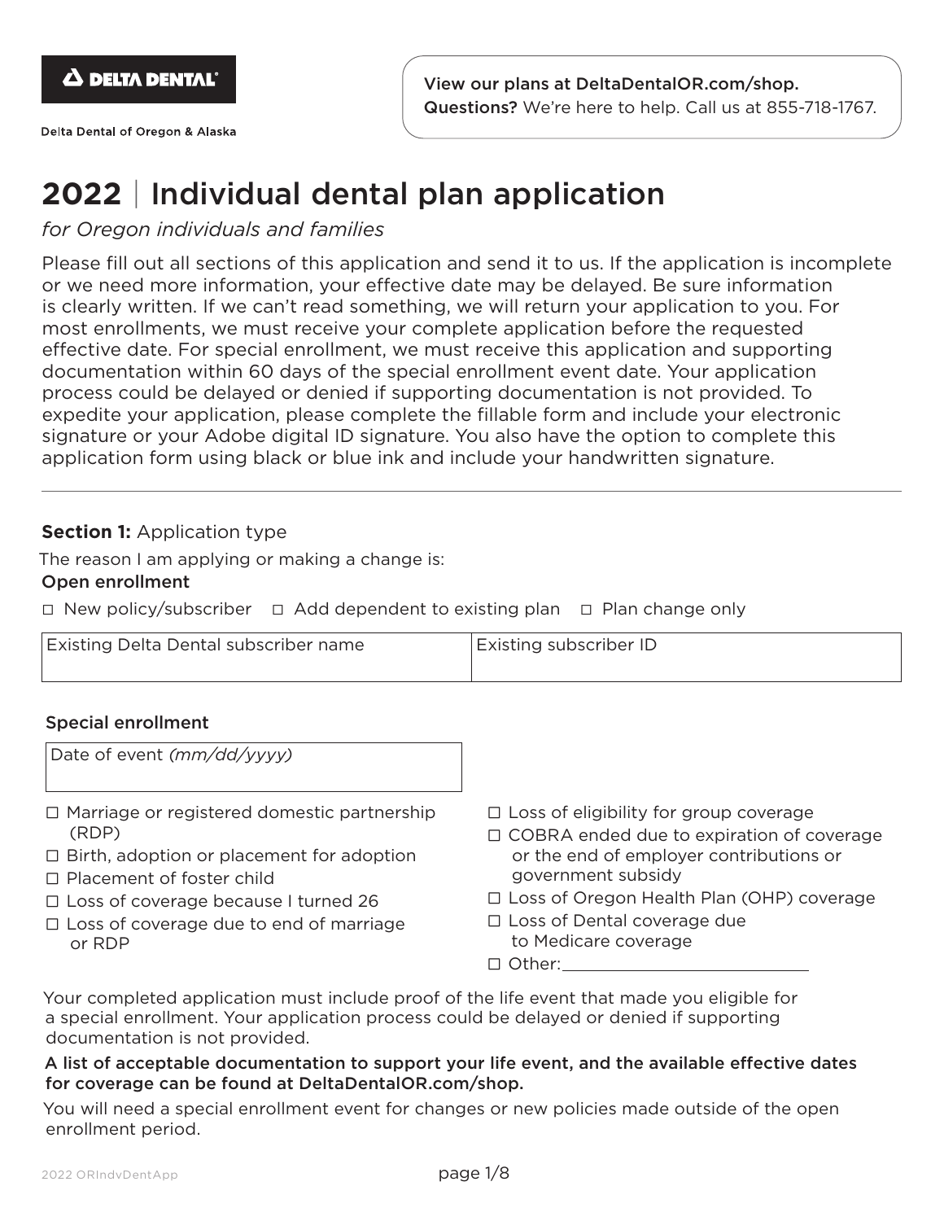DELTA DENTAL

Delta Dental of Oregon & Alaska

View our plans at DeltaDentalOR.com/shop.
**Questions?** We're here to help. Call us at 855-718-1767.

# 2022 | Individual dental plan application

*for Oregon individuals and families*

Please fill out all sections of this application and send it to us. If the application is incomplete or we need more information, your effective date may be delayed. Be sure information is clearly written. If we can't read something, we will return your application to you. For most enrollments, we must receive your complete application before the requested effective date. For special enrollment, we must receive this application and supporting documentation within 60 days of the special enrollment event date. Your application process could be delayed or denied if supporting documentation is not provided. To expedite your application, please complete the fillable form and include your electronic signature or your Adobe digital ID signature. You also have the option to complete this application form using black or blue ink and include your handwritten signature.

---

## Section 1: Application type

The reason I am applying or making a change is:

### Open enrollment

☐ New policy/subscriber ☐ Add dependent to existing plan ☐ Plan change only

| Existing Delta Dental subscriber name | Existing subscriber ID |
|---|---|
| | |

### Special enrollment

| Date of event *(mm/dd/yyyy)* |
|---|
| |

- ☐ Marriage or registered domestic partnership (RDP)
- ☐ Birth, adoption or placement for adoption
- ☐ Placement of foster child
- ☐ Loss of coverage because I turned 26
- ☐ Loss of coverage due to end of marriage or RDP
- ☐ Loss of eligibility for group coverage
- ☐ COBRA ended due to expiration of coverage or the end of employer contributions or government subsidy
- ☐ Loss of Oregon Health Plan (OHP) coverage
- ☐ Loss of Dental coverage due to Medicare coverage
- ☐ Other: ____________________

Your completed application must include proof of the life event that made you eligible for a special enrollment. Your application process could be delayed or denied if supporting documentation is not provided.

A list of acceptable documentation to support your life event, and the available effective dates for coverage can be found at DeltaDentalOR.com/shop.

You will need a special enrollment event for changes or new policies made outside of the open enrollment period.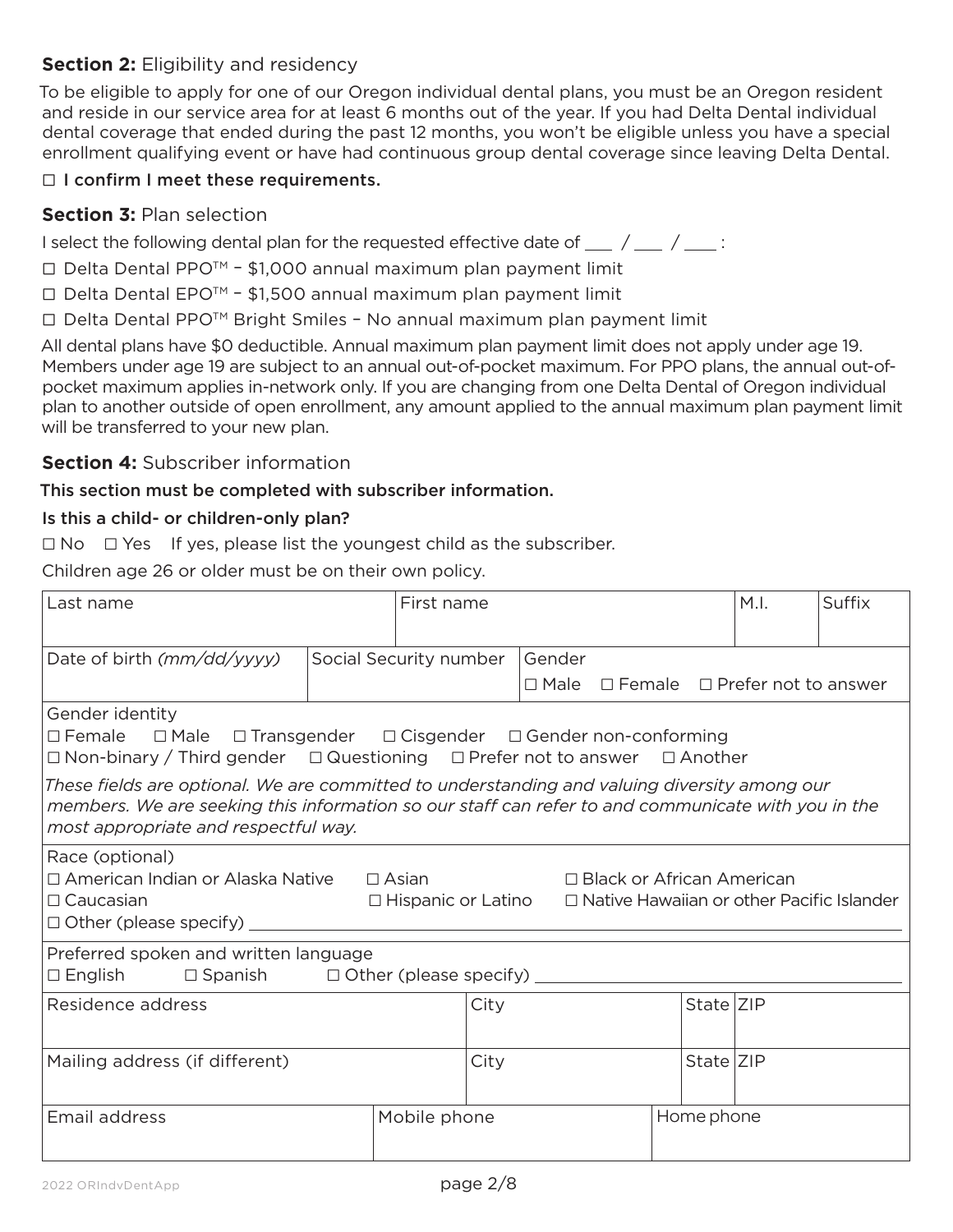**Section 2:** Eligibility and residency

To be eligible to apply for one of our Oregon individual dental plans, you must be an Oregon resident and reside in our service area for at least 6 months out of the year. If you had Delta Dental individual dental coverage that ended during the past 12 months, you won't be eligible unless you have a special enrollment qualifying event or have had continuous group dental coverage since leaving Delta Dental.

☐ **I confirm I meet these requirements.**

**Section 3:** Plan selection

I select the following dental plan for the requested effective date of ___ / ___ / ___ :

☐ Delta Dental PPO™ – $1,000 annual maximum plan payment limit

☐ Delta Dental EPO™ – $1,500 annual maximum plan payment limit

☐ Delta Dental PPO™ Bright Smiles – No annual maximum plan payment limit

All dental plans have $0 deductible. Annual maximum plan payment limit does not apply under age 19. Members under age 19 are subject to an annual out-of-pocket maximum. For PPO plans, the annual out-of-pocket maximum applies in-network only. If you are changing from one Delta Dental of Oregon individual plan to another outside of open enrollment, any amount applied to the annual maximum plan payment limit will be transferred to your new plan.

**Section 4:** Subscriber information

**This section must be completed with subscriber information.**

**Is this a child- or children-only plan?**

☐ No ☐ Yes If yes, please list the youngest child as the subscriber.

Children age 26 or older must be on their own policy.

| Last name | First name | | M.I. | Suffix |
|---|---|---|---|---|
| Date of birth *(mm/dd/yyyy)* | Social Security number | Gender<br>☐ Male ☐ Female ☐ Prefer not to answer | | |

Gender identity
☐ Female ☐ Male ☐ Transgender ☐ Cisgender ☐ Gender non-conforming
☐ Non-binary / Third gender ☐ Questioning ☐ Prefer not to answer ☐ Another

*These fields are optional. We are committed to understanding and valuing diversity among our members. We are seeking this information so our staff can refer to and communicate with you in the most appropriate and respectful way.*

Race (optional)
☐ American Indian or Alaska Native ☐ Asian ☐ Black or African American
☐ Caucasian ☐ Hispanic or Latino ☐ Native Hawaiian or other Pacific Islander
☐ Other (please specify) ____________

Preferred spoken and written language
☐ English ☐ Spanish ☐ Other (please specify) ____________

| Residence address | City | State | ZIP |
|---|---|---|---|
| Mailing address (if different) | City | State | ZIP |

| Email address | Mobile phone | Home phone |
|---|---|---|
| | | |

2022 ORIndvDentApp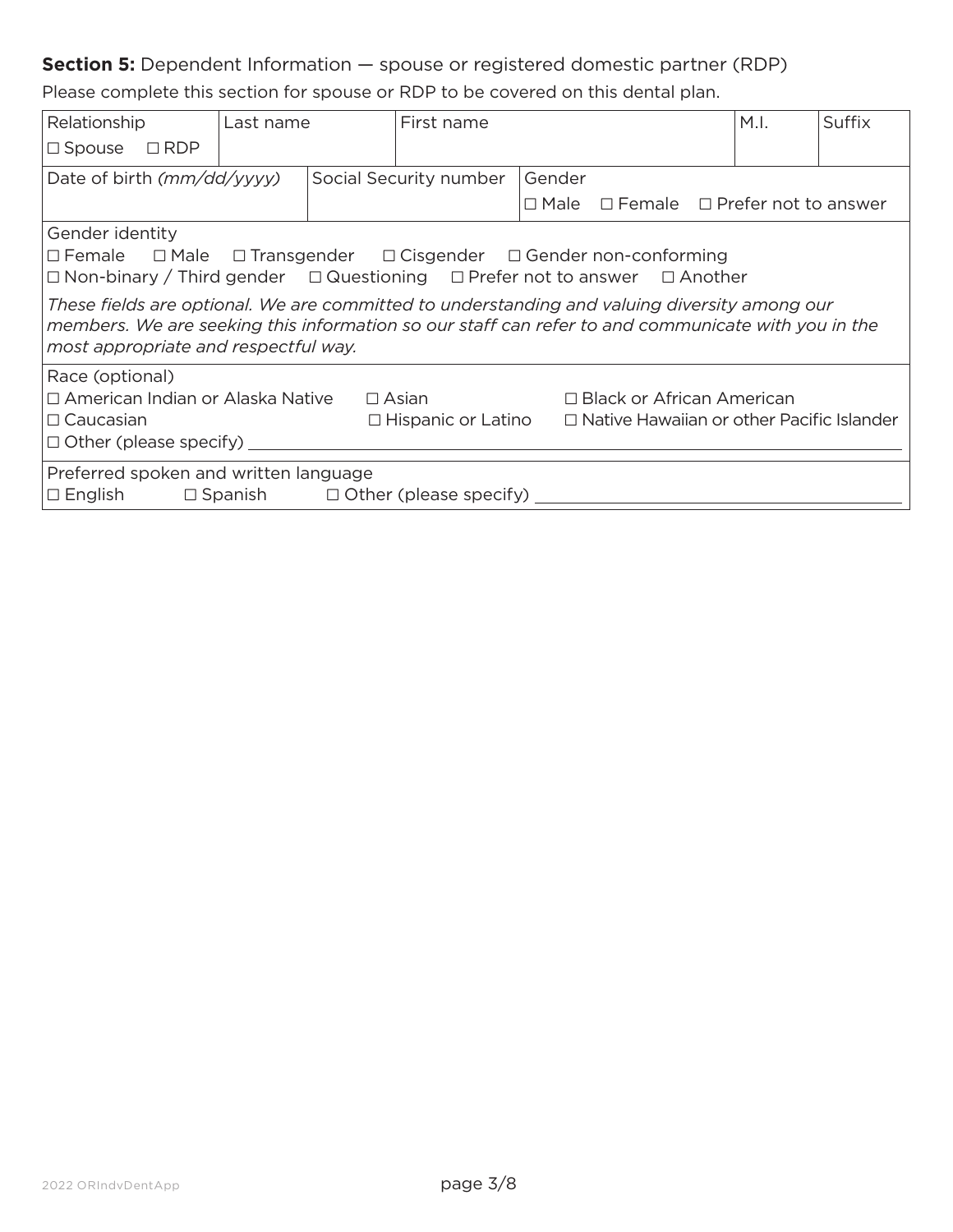**Section 5:** Dependent Information — spouse or registered domestic partner (RDP)

Please complete this section for spouse or RDP to be covered on this dental plan.

| Relationship<br>☐ Spouse ☐ RDP | Last name | First name | M.I. | Suffix |
|---|---|---|---|---|

| Date of birth *(mm/dd/yyyy)* | Social Security number | Gender<br>☐ Male ☐ Female ☐ Prefer not to answer |
|---|---|---|

Gender identity

☐ Female ☐ Male ☐ Transgender ☐ Cisgender ☐ Gender non-conforming
☐ Non-binary / Third gender ☐ Questioning ☐ Prefer not to answer ☐ Another

*These fields are optional. We are committed to understanding and valuing diversity among our members. We are seeking this information so our staff can refer to and communicate with you in the most appropriate and respectful way.*

Race (optional)

☐ American Indian or Alaska Native ☐ Asian ☐ Black or African American
☐ Caucasian ☐ Hispanic or Latino ☐ Native Hawaiian or other Pacific Islander
☐ Other (please specify) ____________________

Preferred spoken and written language

☐ English ☐ Spanish ☐ Other (please specify) ____________________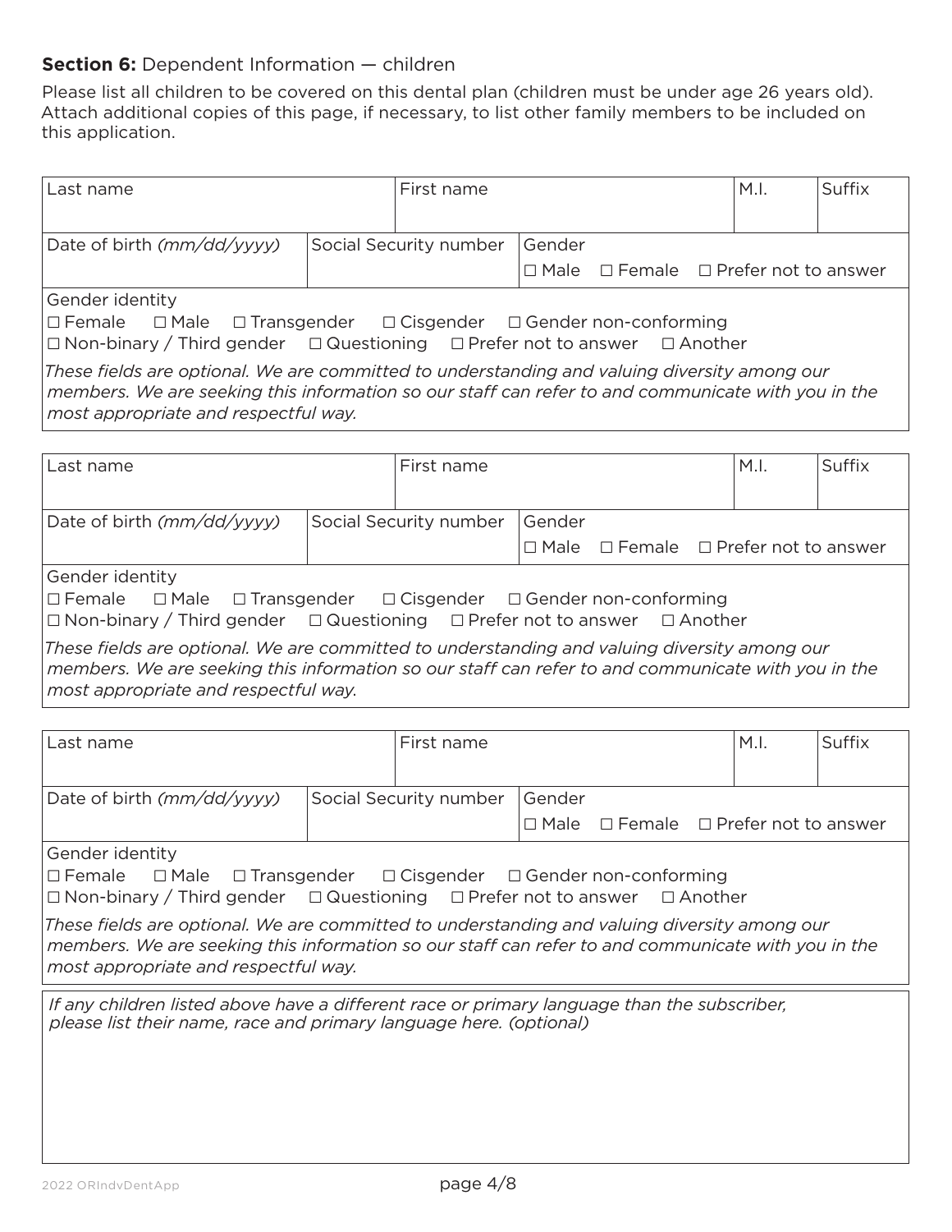**Section 6:** Dependent Information — children

Please list all children to be covered on this dental plan (children must be under age 26 years old). Attach additional copies of this page, if necessary, to list other family members to be included on this application.

| Last name | | First name | | M.I. | Suffix |
|---|---|---|---|---|---|
| Date of birth *(mm/dd/yyyy)* | Social Security number | | Gender<br>☐ Male ☐ Female ☐ Prefer not to answer | | |
| Gender identity<br>☐ Female ☐ Male ☐ Transgender ☐ Cisgender ☐ Gender non-conforming<br>☐ Non-binary / Third gender ☐ Questioning ☐ Prefer not to answer ☐ Another<br>*These fields are optional. We are committed to understanding and valuing diversity among our members. We are seeking this information so our staff can refer to and communicate with you in the most appropriate and respectful way.* | | | | | |

| Last name | | First name | | M.I. | Suffix |
|---|---|---|---|---|---|
| Date of birth *(mm/dd/yyyy)* | Social Security number | | Gender<br>☐ Male ☐ Female ☐ Prefer not to answer | | |
| Gender identity<br>☐ Female ☐ Male ☐ Transgender ☐ Cisgender ☐ Gender non-conforming<br>☐ Non-binary / Third gender ☐ Questioning ☐ Prefer not to answer ☐ Another<br>*These fields are optional. We are committed to understanding and valuing diversity among our members. We are seeking this information so our staff can refer to and communicate with you in the most appropriate and respectful way.* | | | | | |

| Last name | | First name | | M.I. | Suffix |
|---|---|---|---|---|---|
| Date of birth *(mm/dd/yyyy)* | Social Security number | | Gender<br>☐ Male ☐ Female ☐ Prefer not to answer | | |
| Gender identity<br>☐ Female ☐ Male ☐ Transgender ☐ Cisgender ☐ Gender non-conforming<br>☐ Non-binary / Third gender ☐ Questioning ☐ Prefer not to answer ☐ Another<br>*These fields are optional. We are committed to understanding and valuing diversity among our members. We are seeking this information so our staff can refer to and communicate with you in the most appropriate and respectful way.* | | | | | |

*If any children listed above have a different race or primary language than the subscriber, please list their name, race and primary language here. (optional)*

2022 ORIndvDentApp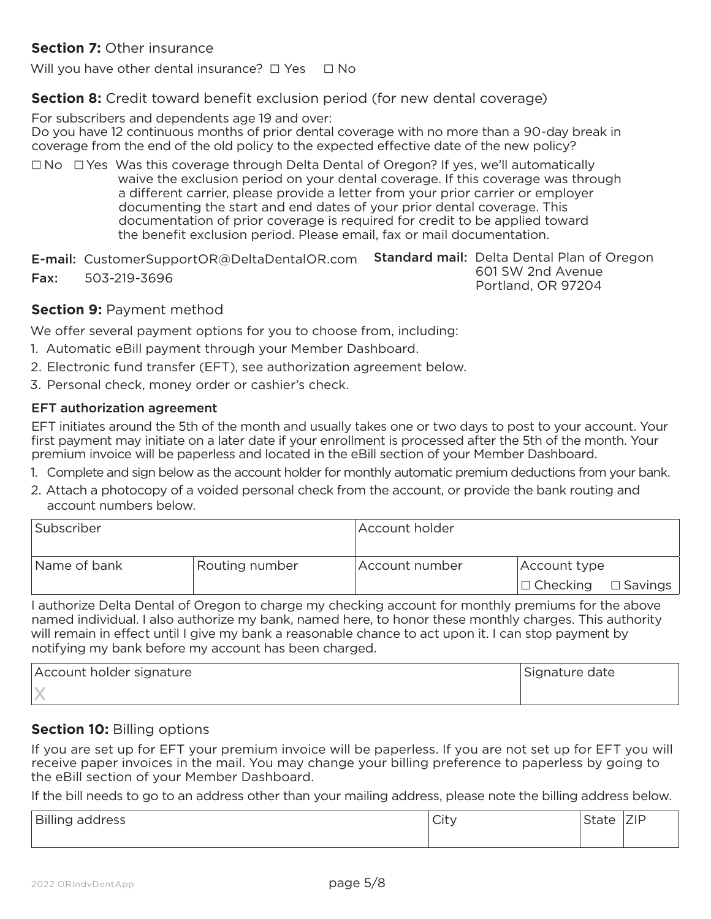**Section 7:** Other insurance

Will you have other dental insurance? ☐ Yes ☐ No

**Section 8:** Credit toward benefit exclusion period (for new dental coverage)

For subscribers and dependents age 19 and over:
Do you have 12 continuous months of prior dental coverage with no more than a 90-day break in coverage from the end of the old policy to the expected effective date of the new policy?

☐ No ☐ Yes Was this coverage through Delta Dental of Oregon? If yes, we'll automatically waive the exclusion period on your dental coverage. If this coverage was through a different carrier, please provide a letter from your prior carrier or employer documenting the start and end dates of your prior dental coverage. This documentation of prior coverage is required for credit to be applied toward the benefit exclusion period. Please email, fax or mail documentation.

**E-mail:** CustomerSupportOR@DeltaDentalOR.com
**Fax:** 503-219-3696

**Standard mail:** Delta Dental Plan of Oregon
601 SW 2nd Avenue
Portland, OR 97204

**Section 9:** Payment method

We offer several payment options for you to choose from, including:

1. Automatic eBill payment through your Member Dashboard.
2. Electronic fund transfer (EFT), see authorization agreement below.
3. Personal check, money order or cashier's check.

**EFT authorization agreement**

EFT initiates around the 5th of the month and usually takes one or two days to post to your account. Your first payment may initiate on a later date if your enrollment is processed after the 5th of the month. Your premium invoice will be paperless and located in the eBill section of your Member Dashboard.

1. Complete and sign below as the account holder for monthly automatic premium deductions from your bank.
2. Attach a photocopy of a voided personal check from the account, or provide the bank routing and account numbers below.

| Subscriber | | Account holder | |
|---|---|---|---|
| Name of bank | Routing number | Account number | Account type<br>☐ Checking ☐ Savings |

I authorize Delta Dental of Oregon to charge my checking account for monthly premiums for the above named individual. I also authorize my bank, named here, to honor these monthly charges. This authority will remain in effect until I give my bank a reasonable chance to act upon it. I can stop payment by notifying my bank before my account has been charged.

| Account holder signature | Signature date |
|---|---|
| X | |

**Section 10:** Billing options

If you are set up for EFT your premium invoice will be paperless. If you are not set up for EFT you will receive paper invoices in the mail. You may change your billing preference to paperless by going to the eBill section of your Member Dashboard.

If the bill needs to go to an address other than your mailing address, please note the billing address below.

| Billing address | City | State | ZIP |
|---|---|---|---|
| | | | |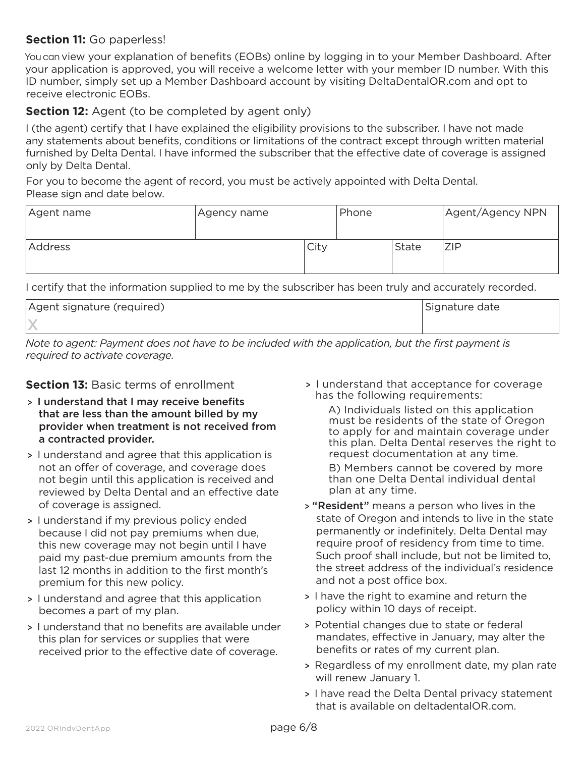**Section 11:** Go paperless!

You can view your explanation of benefits (EOBs) online by logging in to your Member Dashboard. After your application is approved, you will receive a welcome letter with your member ID number. With this ID number, simply set up a Member Dashboard account by visiting DeltaDentalOR.com and opt to receive electronic EOBs.

**Section 12:** Agent (to be completed by agent only)

I (the agent) certify that I have explained the eligibility provisions to the subscriber. I have not made any statements about benefits, conditions or limitations of the contract except through written material furnished by Delta Dental. I have informed the subscriber that the effective date of coverage is assigned only by Delta Dental.

For you to become the agent of record, you must be actively appointed with Delta Dental.
Please sign and date below.

| Agent name | Agency name | | Phone | | Agent/Agency NPN |
|---|---|---|---|---|---|
| Address | | City | | State | ZIP |

I certify that the information supplied to me by the subscriber has been truly and accurately recorded.

| Agent signature (required) | Signature date |
|---|---|
| X | |

*Note to agent: Payment does not have to be included with the application, but the first payment is required to activate coverage.*

**Section 13:** Basic terms of enrollment

- **I understand that I may receive benefits that are less than the amount billed by my provider when treatment is not received from a contracted provider.**
- I understand and agree that this application is not an offer of coverage, and coverage does not begin until this application is received and reviewed by Delta Dental and an effective date of coverage is assigned.
- I understand if my previous policy ended because I did not pay premiums when due, this new coverage may not begin until I have paid my past-due premium amounts from the last 12 months in addition to the first month's premium for this new policy.
- I understand and agree that this application becomes a part of my plan.
- I understand that no benefits are available under this plan for services or supplies that were received prior to the effective date of coverage.
- I understand that acceptance for coverage has the following requirements:
  A) Individuals listed on this application must be residents of the state of Oregon to apply for and maintain coverage under this plan. Delta Dental reserves the right to request documentation at any time.
  B) Members cannot be covered by more than one Delta Dental individual dental plan at any time.
- **"Resident"** means a person who lives in the state of Oregon and intends to live in the state permanently or indefinitely. Delta Dental may require proof of residency from time to time. Such proof shall include, but not be limited to, the street address of the individual's residence and not a post office box.
- I have the right to examine and return the policy within 10 days of receipt.
- Potential changes due to state or federal mandates, effective in January, may alter the benefits or rates of my current plan.
- Regardless of my enrollment date, my plan rate will renew January 1.
- I have read the Delta Dental privacy statement that is available on deltadentalOR.com.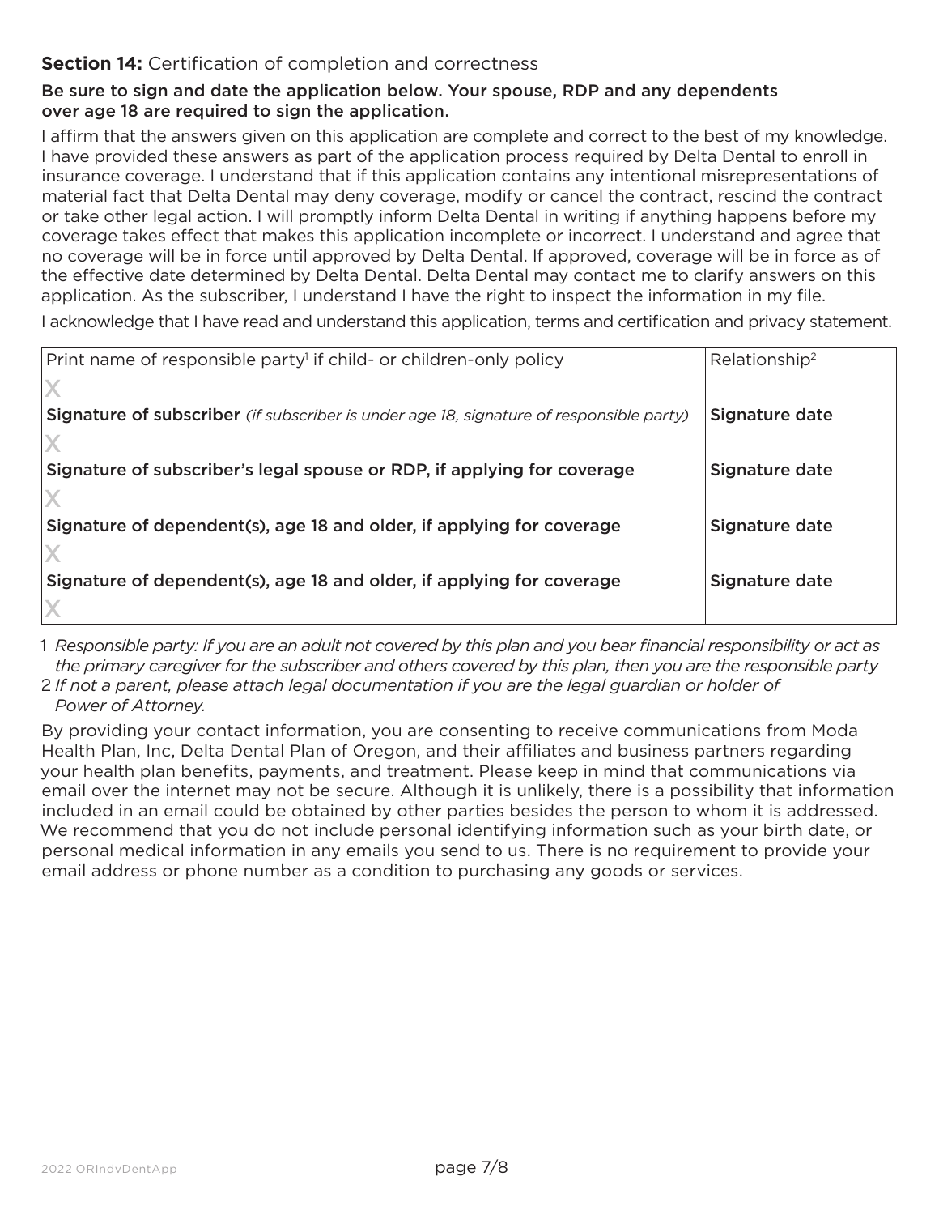**Section 14:** Certification of completion and correctness

**Be sure to sign and date the application below. Your spouse, RDP and any dependents over age 18 are required to sign the application.**

I affirm that the answers given on this application are complete and correct to the best of my knowledge. I have provided these answers as part of the application process required by Delta Dental to enroll in insurance coverage. I understand that if this application contains any intentional misrepresentations of material fact that Delta Dental may deny coverage, modify or cancel the contract, rescind the contract or take other legal action. I will promptly inform Delta Dental in writing if anything happens before my coverage takes effect that makes this application incomplete or incorrect. I understand and agree that no coverage will be in force until approved by Delta Dental. If approved, coverage will be in force as of the effective date determined by Delta Dental. Delta Dental may contact me to clarify answers on this application. As the subscriber, I understand I have the right to inspect the information in my file.

I acknowledge that I have read and understand this application, terms and certification and privacy statement.

| Print name of responsible party[1] if child- or children-only policy | Relationship[2] |
|---|---|
| X | |
| **Signature of subscriber** *(if subscriber is under age 18, signature of responsible party)* | **Signature date** |
| X | |
| **Signature of subscriber's legal spouse or RDP, if applying for coverage** | **Signature date** |
| X | |
| **Signature of dependent(s), age 18 and older, if applying for coverage** | **Signature date** |
| X | |
| **Signature of dependent(s), age 18 and older, if applying for coverage** | **Signature date** |
| X | |

1 *Responsible party: If you are an adult not covered by this plan and you bear financial responsibility or act as the primary caregiver for the subscriber and others covered by this plan, then you are the responsible party*

2 *If not a parent, please attach legal documentation if you are the legal guardian or holder of Power of Attorney.*

By providing your contact information, you are consenting to receive communications from Moda Health Plan, Inc, Delta Dental Plan of Oregon, and their affiliates and business partners regarding your health plan benefits, payments, and treatment. Please keep in mind that communications via email over the internet may not be secure. Although it is unlikely, there is a possibility that information included in an email could be obtained by other parties besides the person to whom it is addressed. We recommend that you do not include personal identifying information such as your birth date, or personal medical information in any emails you send to us. There is no requirement to provide your email address or phone number as a condition to purchasing any goods or services.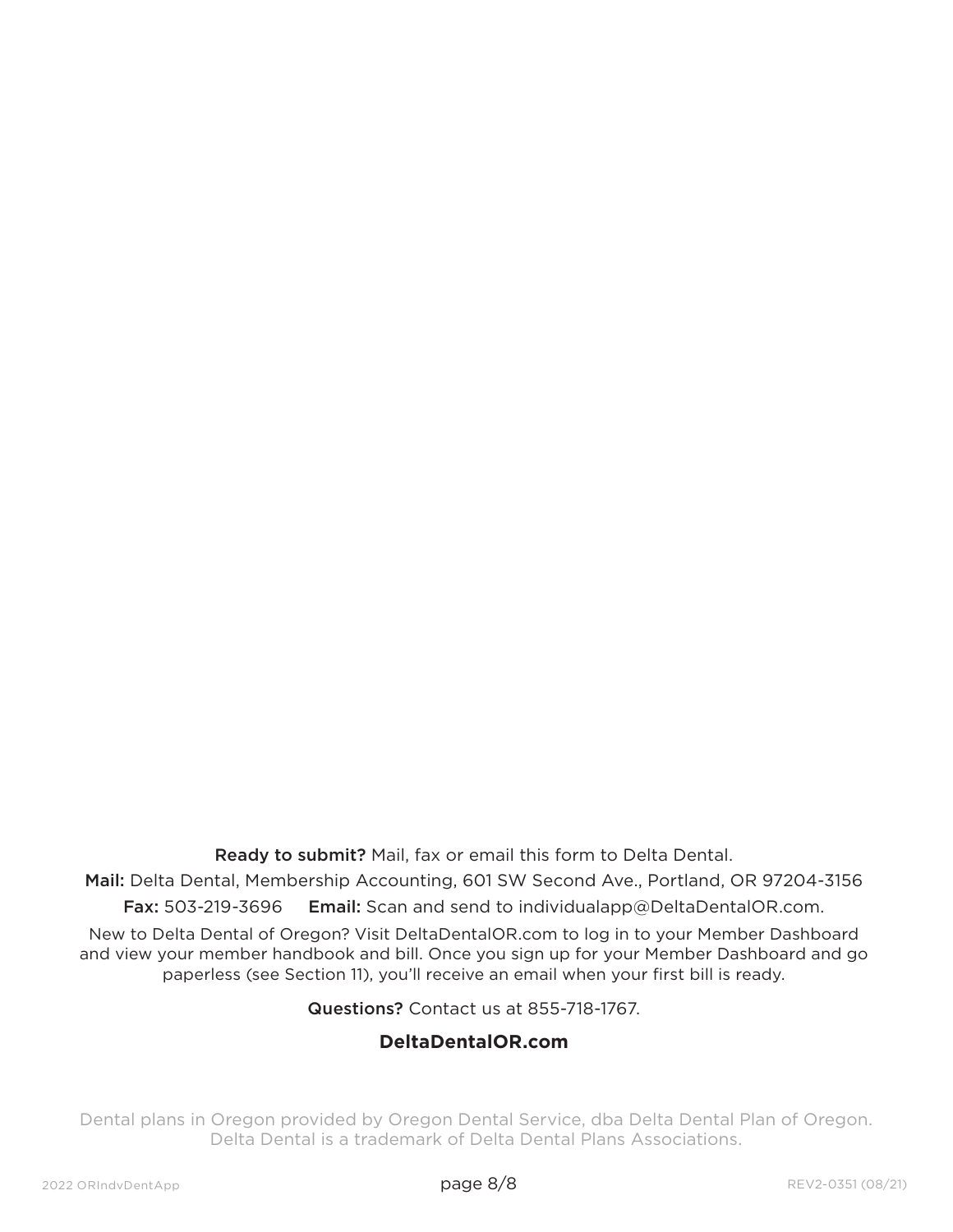**Ready to submit?** Mail, fax or email this form to Delta Dental.

**Mail:** Delta Dental, Membership Accounting, 601 SW Second Ave., Portland, OR 97204-3156

**Fax:** 503-219-3696 **Email:** Scan and send to individualapp@DeltaDentalOR.com.

New to Delta Dental of Oregon? Visit DeltaDentalOR.com to log in to your Member Dashboard and view your member handbook and bill. Once you sign up for your Member Dashboard and go paperless (see Section 11), you'll receive an email when your first bill is ready.

**Questions?** Contact us at 855-718-1767.

**DeltaDentalOR.com**

Dental plans in Oregon provided by Oregon Dental Service, dba Delta Dental Plan of Oregon. Delta Dental is a trademark of Delta Dental Plans Associations.

2022 ORIndvDentApp REV2-0351 (08/21)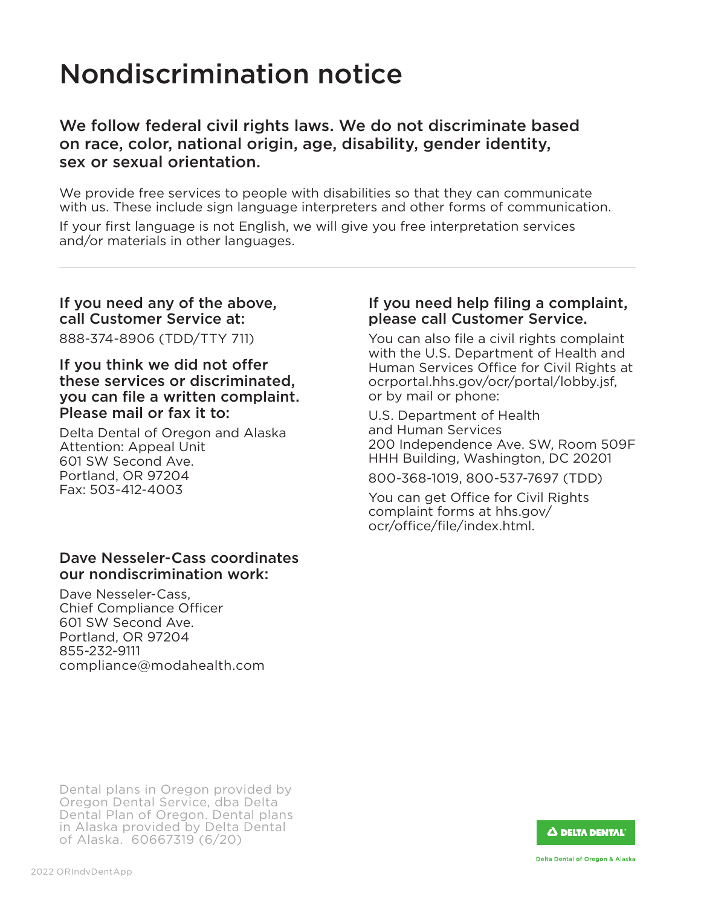# Nondiscrimination notice

## We follow federal civil rights laws. We do not discriminate based on race, color, national origin, age, disability, gender identity, sex or sexual orientation.

We provide free services to people with disabilities so that they can communicate with us. These include sign language interpreters and other forms of communication.

If your first language is not English, we will give you free interpretation services and/or materials in other languages.

---

### If you need any of the above, call Customer Service at:

888-374-8906 (TDD/TTY 711)

### If you think we did not offer these services or discriminated, you can file a written complaint. Please mail or fax it to:

Delta Dental of Oregon and Alaska
Attention: Appeal Unit
601 SW Second Ave.
Portland, OR 97204
Fax: 503-412-4003

### Dave Nesseler-Cass coordinates our nondiscrimination work:

Dave Nesseler-Cass,
Chief Compliance Officer
601 SW Second Ave.
Portland, OR 97204
855-232-9111
compliance@modahealth.com

### If you need help filing a complaint, please call Customer Service.

You can also file a civil rights complaint with the U.S. Department of Health and Human Services Office for Civil Rights at ocrportal.hhs.gov/ocr/portal/lobby.jsf, or by mail or phone:

U.S. Department of Health
and Human Services
200 Independence Ave. SW, Room 509F
HHH Building, Washington, DC 20201

800-368-1019, 800-537-7697 (TDD)

You can get Office for Civil Rights complaint forms at hhs.gov/ocr/office/file/index.html.

Dental plans in Oregon provided by Oregon Dental Service, dba Delta Dental Plan of Oregon. Dental plans in Alaska provided by Delta Dental of Alaska. 60667319 (6/20)

DELTA DENTAL

Delta Dental of Oregon & Alaska

2022 ORIndvDentApp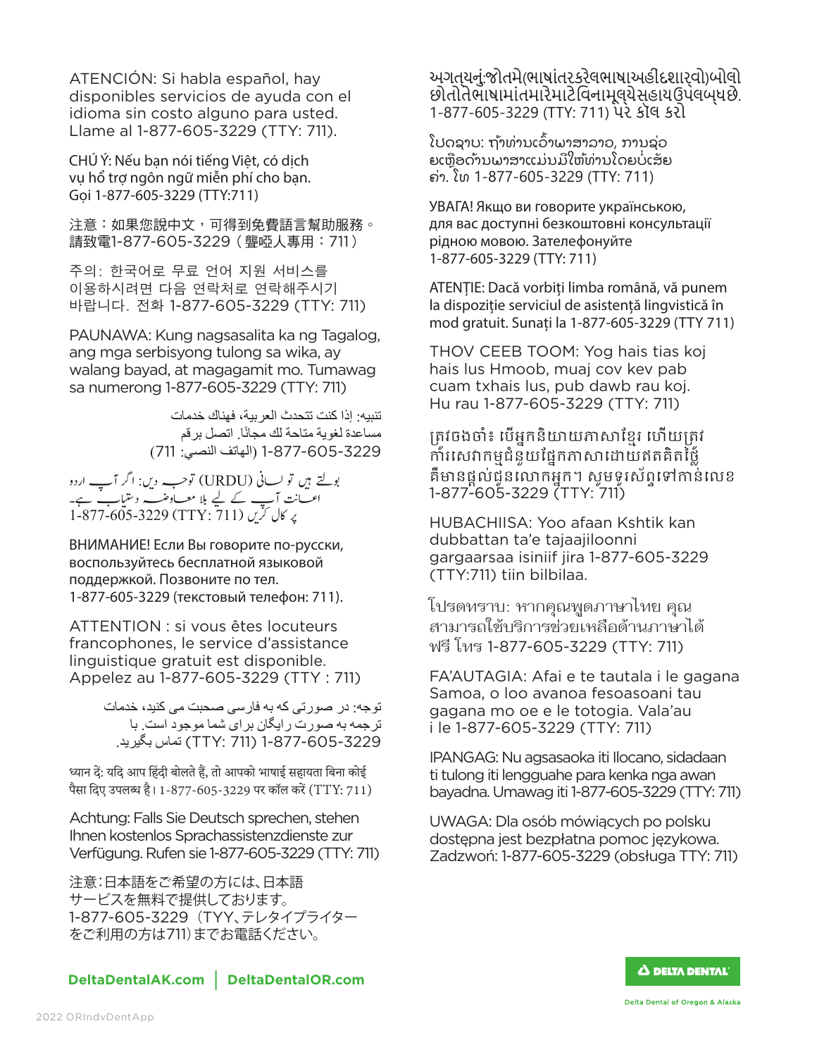ATENCIÓN: Si habla español, hay disponibles servicios de ayuda con el idioma sin costo alguno para usted. Llame al 1-877-605-3229 (TTY: 711).

CHÚ Ý: Nếu bạn nói tiếng Việt, có dịch vụ hổ trợ ngôn ngữ miễn phí cho bạn. Gọi 1-877-605-3229 (TTY:711)

注意：如果您說中文，可得到免費語言幫助服務。請致電1-877-605-3229（聾啞人專用：711）

주의: 한국어로 무료 언어 지원 서비스를 이용하시려면 다음 연락처로 연락해주시기 바랍니다. 전화 1-877-605-3229 (TTY: 711)

PAUNAWA: Kung nagsasalita ka ng Tagalog, ang mga serbisyong tulong sa wika, ay walang bayad, at magagamit mo. Tumawag sa numerong 1-877-605-3229 (TTY: 711)

تنبيه: إذا كنت تتحدث العربية، فهناك خدمات مساعدة لغوية متاحة لك مجانًا. اتصل برقم 1-877-605-3229 (الهاتف النصي: 711)

توجہ دیں: اگر آپ اردو (URDU) بولتے ہیں تو لسانی اعانت آپ کے لیے بلا معاوضہ دستیاب ہے۔ 1-877-605-3229 (TTY: 711) پر کال کریں

ВНИМАНИЕ! Если Вы говорите по-русски, воспользуйтесь бесплатной языковой поддержкой. Позвоните по тел. 1-877-605-3229 (текстовый телефон: 711).

ATTENTION : si vous êtes locuteurs francophones, le service d'assistance linguistique gratuit est disponible. Appelez au 1-877-605-3229 (TTY : 711)

توجه: در صورتی که به فارسی صحبت می کنید، خدمات ترجمه به صورت رایگان برای شما موجود است. با 1-877-605-3229 (TTY: 711) تماس بگیرید.

ध्यान दें: यदि आप हिंदी बोलते हैं, तो आपको भाषाई सहायता बिना कोई पैसा दिए उपलब्ध है। 1-877-605-3229 पर कॉल करें (TTY: 711)

Achtung: Falls Sie Deutsch sprechen, stehen Ihnen kostenlos Sprachassistenzdienste zur Verfügung. Rufen sie 1-877-605-3229 (TTY: 711)

注意：日本語をご希望の方には、日本語サービスを無料で提供しております。1-877-605-3229（TYY、テレタイプライターをご利用の方は711）までお電話ください。

અગત્યનું:જોતમે(ભાષાંતરકરેલભાષાઅહીંદશાર્વો)બોલો છોતોતેભાષામાંતમારેમાટેવિનામૂલ્યેસહાયઉપલબ્ધછે. 1-877-605-3229 (TTY: 711) પર કૉલ કરો

ໂປດຊາບ: ຖ້າທ່ານເວົ້າພາສາລາວ, ການຊ່ວຍເຫຼືອດ້ານພາສາແມ່ນມີໃຫ້ທ່ານໂດຍບໍ່ເສັຍຄ່າ. ໂທ 1-877-605-3229 (TTY: 711)

УВАГА! Якщо ви говорите українською, для вас доступні безкоштовні консультації рідною мовою. Зателефонуйте 1-877-605-3229 (TTY: 711)

ATENȚIE: Dacă vorbiți limba română, vă punem la dispoziție serviciul de asistență lingvistică în mod gratuit. Sunați la 1-877-605-3229 (TTY 711)

THOV CEEB TOOM: Yog hais tias koj hais lus Hmoob, muaj cov kev pab cuam txhais lus, pub dawb rau koj. Hu rau 1-877-605-3229 (TTY: 711)

ត្រូវចងចាំ៖ បើអ្នកនិយាយភាសាខ្មែរ ហើយត្រូវការសេវាកម្មជំនួយផ្នែកភាសាដោយឥតគិតថ្លៃ គឺមានផ្តល់ជូនលោកអ្នក។ សូមទូរស័ព្ទទៅកាន់លេខ 1-877-605-3229 (TTY: 711)

HUBACHIISA: Yoo afaan Kshtik kan dubbattan ta'e tajaajiloonni gargaarsaa isiniif jira 1-877-605-3229 (TTY:711) tiin bilbilaa.

โปรดทราบ: หากคุณพูดภาษาไทย คุณสามารถใช้บริการช่วยเหลือด้านภาษาได้ฟรี โทร 1-877-605-3229 (TTY: 711)

FA'AUTAGIA: Afai e te tautala i le gagana Samoa, o loo avanoa fesoasoani tau gagana mo oe e le totogia. Vala'au i le 1-877-605-3229 (TTY: 711)

IPANGAG: Nu agsasaoka iti Ilocano, sidadaan ti tulong iti lengguahe para kenka nga awan bayadna. Umawag iti 1-877-605-3229 (TTY: 711)

UWAGA: Dla osób mówiących po polsku dostępna jest bezpłatna pomoc językowa. Zadzwoń: 1-877-605-3229 (obsługa TTY: 711)

DeltaDentalAK.com | DeltaDentalOR.com

DELTA DENTAL

Delta Dental of Oregon & Alaska

2022 ORIndvDentApp